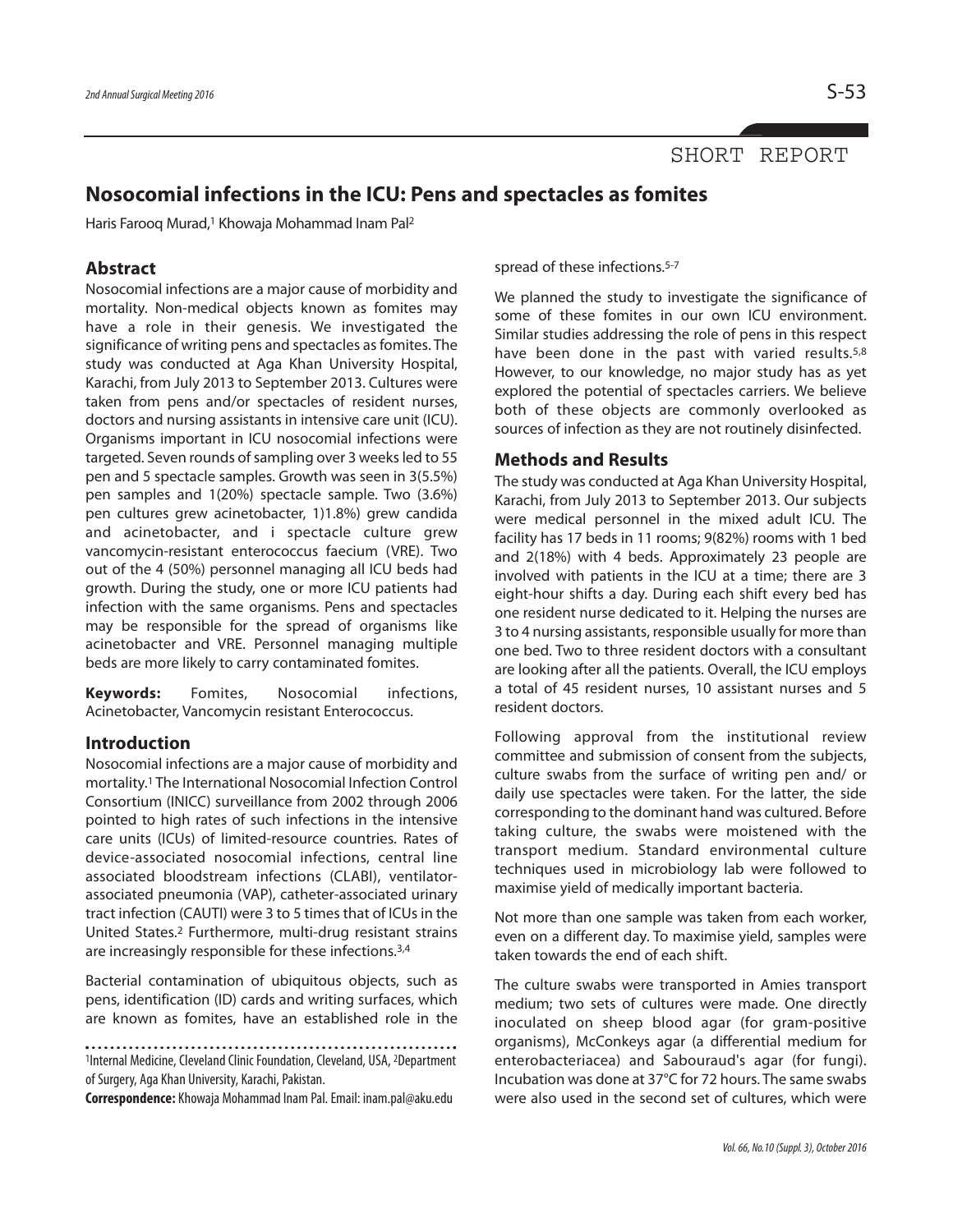SHORT REPORT

# Nosocomial infections in the ICU: Pens and spectacles as fomites

Haris Farooq Murad,[1] Khowaja Mohammad Inam Pal[2]

## Abstract

Nosocomial infections are a major cause of morbidity and mortality. Non-medical objects known as fomites may have a role in their genesis. We investigated the significance of writing pens and spectacles as fomites. The study was conducted at Aga Khan University Hospital, Karachi, from July 2013 to September 2013. Cultures were taken from pens and/or spectacles of resident nurses, doctors and nursing assistants in intensive care unit (ICU). Organisms important in ICU nosocomial infections were targeted. Seven rounds of sampling over 3 weeks led to 55 pen and 5 spectacle samples. Growth was seen in 3(5.5%) pen samples and 1(20%) spectacle sample. Two (3.6%) pen cultures grew acinetobacter, 1)1.8%) grew candida and acinetobacter, and i spectacle culture grew vancomycin-resistant enterococcus faecium (VRE). Two out of the 4 (50%) personnel managing all ICU beds had growth. During the study, one or more ICU patients had infection with the same organisms. Pens and spectacles may be responsible for the spread of organisms like acinetobacter and VRE. Personnel managing multiple beds are more likely to carry contaminated fomites.

**Keywords:** Fomites, Nosocomial infections, Acinetobacter, Vancomycin resistant Enterococcus.

## Introduction

Nosocomial infections are a major cause of morbidity and mortality.[1] The International Nosocomial Infection Control Consortium (INICC) surveillance from 2002 through 2006 pointed to high rates of such infections in the intensive care units (ICUs) of limited-resource countries. Rates of device-associated nosocomial infections, central line associated bloodstream infections (CLABI), ventilator-associated pneumonia (VAP), catheter-associated urinary tract infection (CAUTI) were 3 to 5 times that of ICUs in the United States.[2] Furthermore, multi-drug resistant strains are increasingly responsible for these infections.[3,4]

Bacterial contamination of ubiquitous objects, such as pens, identification (ID) cards and writing surfaces, which are known as fomites, have an established role in the spread of these infections.[5-7]

We planned the study to investigate the significance of some of these fomites in our own ICU environment. Similar studies addressing the role of pens in this respect have been done in the past with varied results.[5,8] However, to our knowledge, no major study has as yet explored the potential of spectacles carriers. We believe both of these objects are commonly overlooked as sources of infection as they are not routinely disinfected.

## Methods and Results

The study was conducted at Aga Khan University Hospital, Karachi, from July 2013 to September 2013. Our subjects were medical personnel in the mixed adult ICU. The facility has 17 beds in 11 rooms; 9(82%) rooms with 1 bed and 2(18%) with 4 beds. Approximately 23 people are involved with patients in the ICU at a time; there are 3 eight-hour shifts a day. During each shift every bed has one resident nurse dedicated to it. Helping the nurses are 3 to 4 nursing assistants, responsible usually for more than one bed. Two to three resident doctors with a consultant are looking after all the patients. Overall, the ICU employs a total of 45 resident nurses, 10 assistant nurses and 5 resident doctors.

Following approval from the institutional review committee and submission of consent from the subjects, culture swabs from the surface of writing pen and/ or daily use spectacles were taken. For the latter, the side corresponding to the dominant hand was cultured. Before taking culture, the swabs were moistened with the transport medium. Standard environmental culture techniques used in microbiology lab were followed to maximise yield of medically important bacteria.

Not more than one sample was taken from each worker, even on a different day. To maximise yield, samples were taken towards the end of each shift.

The culture swabs were transported in Amies transport medium; two sets of cultures were made. One directly inoculated on sheep blood agar (for gram-positive organisms), McConkeys agar (a differential medium for enterobacteriacea) and Sabouraud's agar (for fungi). Incubation was done at 37°C for 72 hours. The same swabs were also used in the second set of cultures, which were

[1]Internal Medicine, Cleveland Clinic Foundation, Cleveland, USA, [2]Department of Surgery, Aga Khan University, Karachi, Pakistan.

**Correspondence:** Khowaja Mohammad Inam Pal. Email: inam.pal@aku.edu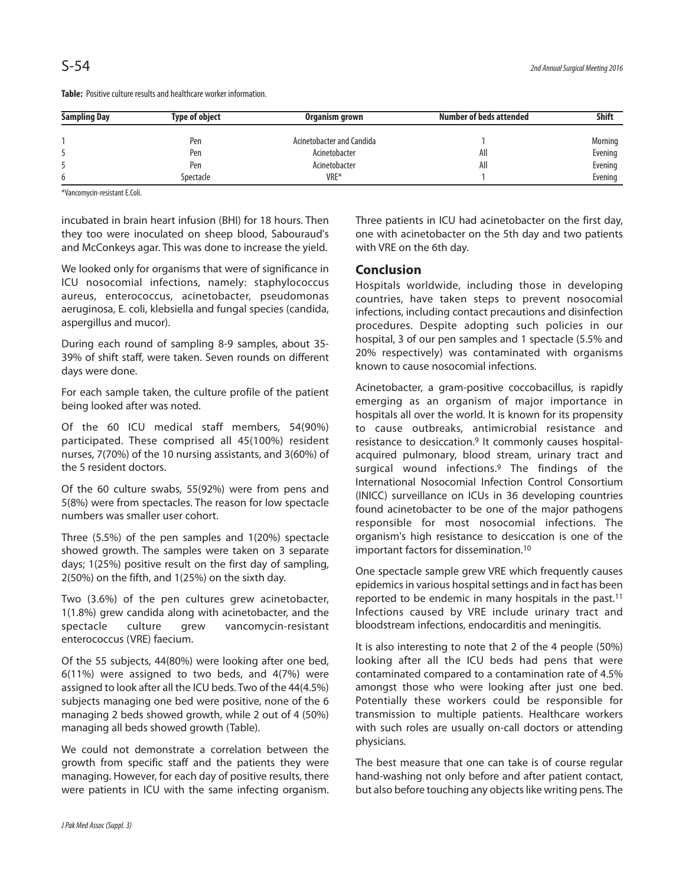**Table:** Positive culture results and healthcare worker information.

| Sampling Day | Type of object | Organism grown | Number of beds attended | Shift |
|---|---|---|---|---|
| 1 | Pen | Acinetobacter and Candida | 1 | Morning |
| 5 | Pen | Acinetobacter | All | Evening |
| 5 | Pen | Acinetobacter | All | Evening |
| 6 | Spectacle | VRE* | 1 | Evening |

*Vancomycin-resistant E.Coli.

incubated in brain heart infusion (BHI) for 18 hours. Then they too were inoculated on sheep blood, Sabouraud's and McConkeys agar. This was done to increase the yield.

We looked only for organisms that were of significance in ICU nosocomial infections, namely: staphylococcus aureus, enterococcus, acinetobacter, pseudomonas aeruginosa, E. coli, klebsiella and fungal species (candida, aspergillus and mucor).

During each round of sampling 8-9 samples, about 35-39% of shift staff, were taken. Seven rounds on different days were done.

For each sample taken, the culture profile of the patient being looked after was noted.

Of the 60 ICU medical staff members, 54(90%) participated. These comprised all 45(100%) resident nurses, 7(70%) of the 10 nursing assistants, and 3(60%) of the 5 resident doctors.

Of the 60 culture swabs, 55(92%) were from pens and 5(8%) were from spectacles. The reason for low spectacle numbers was smaller user cohort.

Three (5.5%) of the pen samples and 1(20%) spectacle showed growth. The samples were taken on 3 separate days; 1(25%) positive result on the first day of sampling, 2(50%) on the fifth, and 1(25%) on the sixth day.

Two (3.6%) of the pen cultures grew acinetobacter, 1(1.8%) grew candida along with acinetobacter, and the spectacle culture grew vancomycin-resistant enterococcus (VRE) faecium.

Of the 55 subjects, 44(80%) were looking after one bed, 6(11%) were assigned to two beds, and 4(7%) were assigned to look after all the ICU beds. Two of the 44(4.5%) subjects managing one bed were positive, none of the 6 managing 2 beds showed growth, while 2 out of 4 (50%) managing all beds showed growth (Table).

We could not demonstrate a correlation between the growth from specific staff and the patients they were managing. However, for each day of positive results, there were patients in ICU with the same infecting organism. Three patients in ICU had acinetobacter on the first day, one with acinetobacter on the 5th day and two patients with VRE on the 6th day.

## Conclusion

Hospitals worldwide, including those in developing countries, have taken steps to prevent nosocomial infections, including contact precautions and disinfection procedures. Despite adopting such policies in our hospital, 3 of our pen samples and 1 spectacle (5.5% and 20% respectively) was contaminated with organisms known to cause nosocomial infections.

Acinetobacter, a gram-positive coccobacillus, is rapidly emerging as an organism of major importance in hospitals all over the world. It is known for its propensity to cause outbreaks, antimicrobial resistance and resistance to desiccation.[9] It commonly causes hospital-acquired pulmonary, blood stream, urinary tract and surgical wound infections.[9] The findings of the International Nosocomial Infection Control Consortium (INICC) surveillance on ICUs in 36 developing countries found acinetobacter to be one of the major pathogens responsible for most nosocomial infections. The organism's high resistance to desiccation is one of the important factors for dissemination.[10]

One spectacle sample grew VRE which frequently causes epidemics in various hospital settings and in fact has been reported to be endemic in many hospitals in the past.[11] Infections caused by VRE include urinary tract and bloodstream infections, endocarditis and meningitis.

It is also interesting to note that 2 of the 4 people (50%) looking after all the ICU beds had pens that were contaminated compared to a contamination rate of 4.5% amongst those who were looking after just one bed. Potentially these workers could be responsible for transmission to multiple patients. Healthcare workers with such roles are usually on-call doctors or attending physicians.

The best measure that one can take is of course regular hand-washing not only before and after patient contact, but also before touching any objects like writing pens. The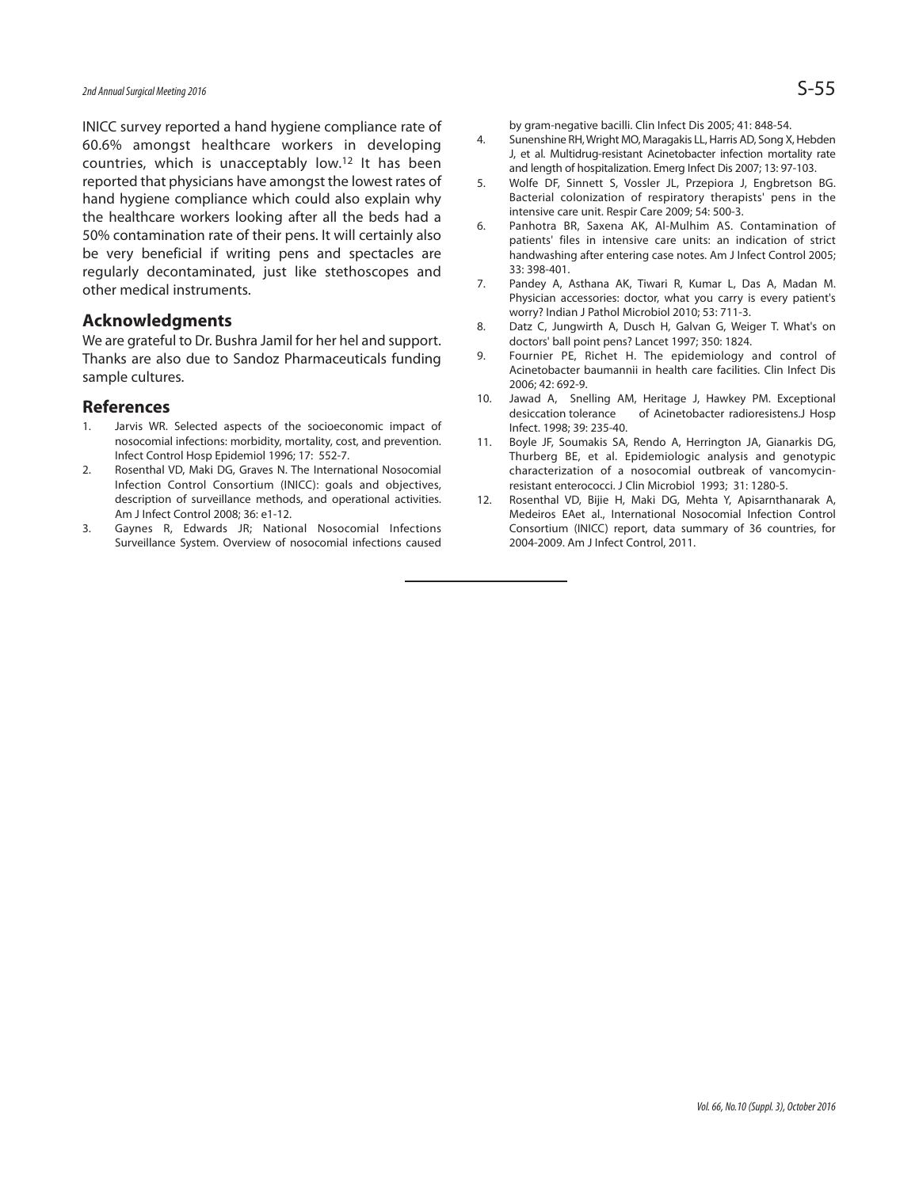INICC survey reported a hand hygiene compliance rate of 60.6% amongst healthcare workers in developing countries, which is unacceptably low.[12] It has been reported that physicians have amongst the lowest rates of hand hygiene compliance which could also explain why the healthcare workers looking after all the beds had a 50% contamination rate of their pens. It will certainly also be very beneficial if writing pens and spectacles are regularly decontaminated, just like stethoscopes and other medical instruments.

## Acknowledgments

We are grateful to Dr. Bushra Jamil for her hel and support. Thanks are also due to Sandoz Pharmaceuticals funding sample cultures.

## References

1. Jarvis WR. Selected aspects of the socioeconomic impact of nosocomial infections: morbidity, mortality, cost, and prevention. Infect Control Hosp Epidemiol 1996; 17: 552-7.
2. Rosenthal VD, Maki DG, Graves N. The International Nosocomial Infection Control Consortium (INICC): goals and objectives, description of surveillance methods, and operational activities. Am J Infect Control 2008; 36: e1-12.
3. Gaynes R, Edwards JR; National Nosocomial Infections Surveillance System. Overview of nosocomial infections caused by gram-negative bacilli. Clin Infect Dis 2005; 41: 848-54.
4. Sunenshine RH, Wright MO, Maragakis LL, Harris AD, Song X, Hebden J, et al. Multidrug-resistant Acinetobacter infection mortality rate and length of hospitalization. Emerg Infect Dis 2007; 13: 97-103.
5. Wolfe DF, Sinnett S, Vossler JL, Przepiora J, Engbretson BG. Bacterial colonization of respiratory therapists' pens in the intensive care unit. Respir Care 2009; 54: 500-3.
6. Panhotra BR, Saxena AK, Al-Mulhim AS. Contamination of patients' files in intensive care units: an indication of strict handwashing after entering case notes. Am J Infect Control 2005; 33: 398-401.
7. Pandey A, Asthana AK, Tiwari R, Kumar L, Das A, Madan M. Physician accessories: doctor, what you carry is every patient's worry? Indian J Pathol Microbiol 2010; 53: 711-3.
8. Datz C, Jungwirth A, Dusch H, Galvan G, Weiger T. What's on doctors' ball point pens? Lancet 1997; 350: 1824.
9. Fournier PE, Richet H. The epidemiology and control of Acinetobacter baumannii in health care facilities. Clin Infect Dis 2006; 42: 692-9.
10. Jawad A, Snelling AM, Heritage J, Hawkey PM. Exceptional desiccation tolerance of Acinetobacter radioresistens.J Hosp Infect. 1998; 39: 235-40.
11. Boyle JF, Soumakis SA, Rendo A, Herrington JA, Gianarkis DG, Thurberg BE, et al. Epidemiologic analysis and genotypic characterization of a nosocomial outbreak of vancomycin-resistant enterococci. J Clin Microbiol 1993; 31: 1280-5.
12. Rosenthal VD, Bijie H, Maki DG, Mehta Y, Apisarnthanarak A, Medeiros EAet al., International Nosocomial Infection Control Consortium (INICC) report, data summary of 36 countries, for 2004-2009. Am J Infect Control, 2011.